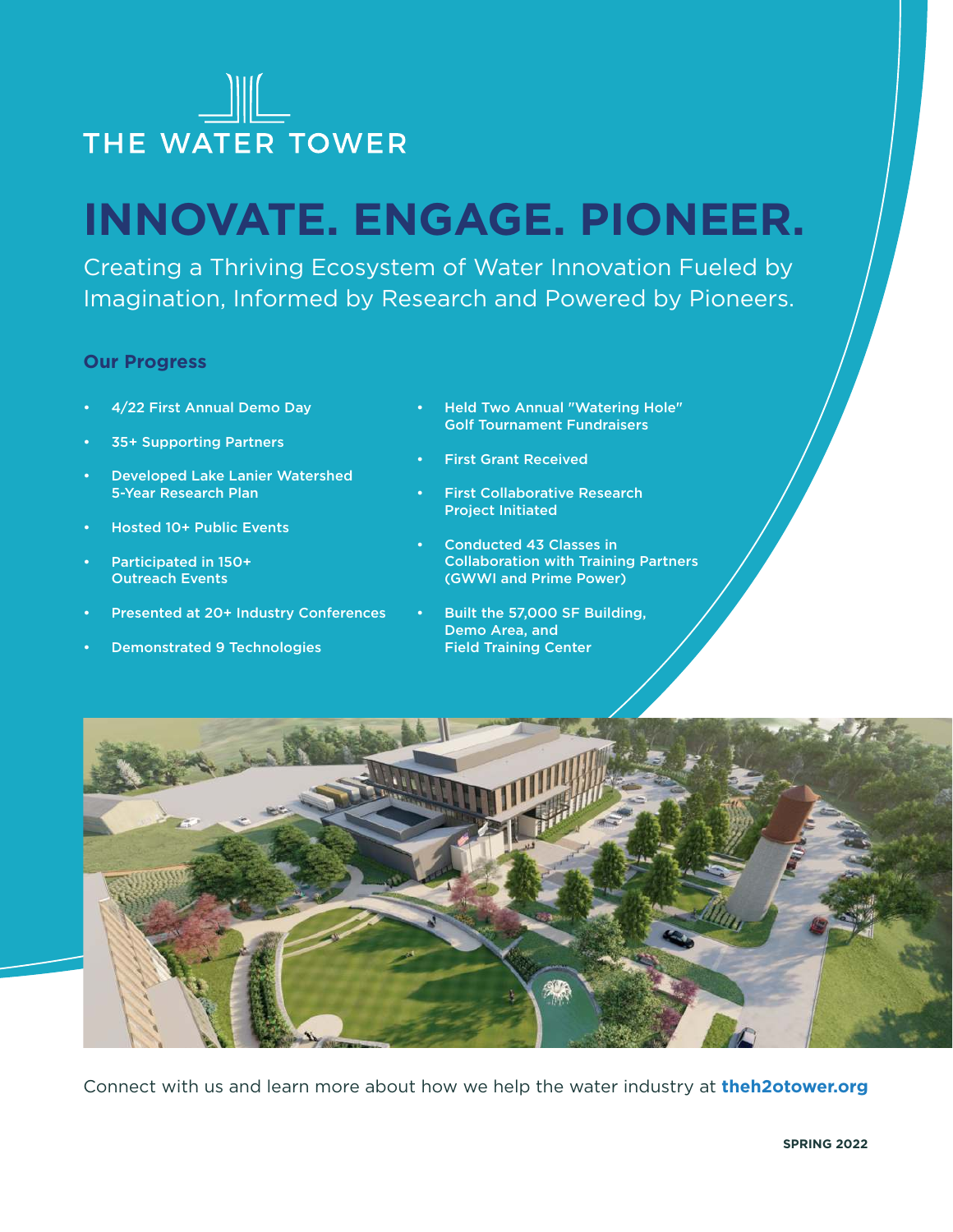THE WATER TOWER

# INNOVATE. ENGAGE. PIONEER.

Creating a Thriving Ecosystem of Water Innovation Fueled by Imagination, Informed by Research and Powered by Pioneers.

## Our Progress

- 4/22 First Annual Demo Day
- 35+ Supporting Partners
- Developed Lake Lanier Watershed 5-Year Research Plan
- Hosted 10+ Public Events
- Participated in 150+ Outreach Events
- Presented at 20+ Industry Conferences
- Demonstrated 9 Technologies
- Held Two Annual "Watering Hole" Golf Tournament Fundraisers
- First Grant Received
- First Collaborative Research Project Initiated
- Conducted 43 Classes in Collaboration with Training Partners (GWWI and Prime Power)
- Built the 57,000 SF Building, Demo Area, and Field Training Center

Connect with us and learn more about how we help the water industry at **theh2otower.org**

SPRING 2022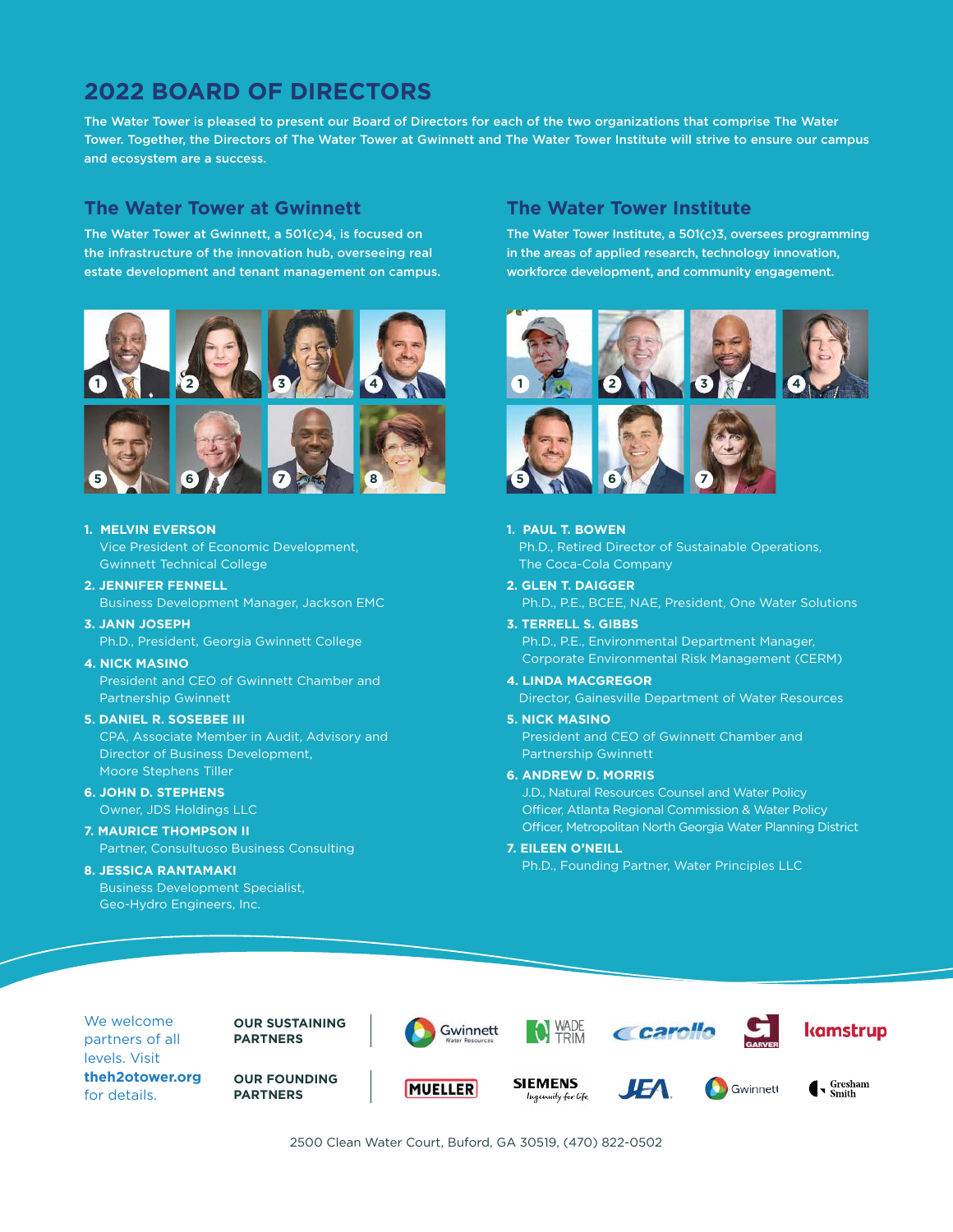# 2022 BOARD OF DIRECTORS

**The Water Tower is pleased to present our Board of Directors for each of the two organizations that comprise The Water Tower. Together, the Directors of The Water Tower at Gwinnett and The Water Tower Institute will strive to ensure our campus and ecosystem are a success.**

## The Water Tower at Gwinnett

**The Water Tower at Gwinnett, a 501(c)4, is focused on the infrastructure of the innovation hub, overseeing real estate development and tenant management on campus.**

1. **MELVIN EVERSON**
   Vice President of Economic Development, Gwinnett Technical College
2. **JENNIFER FENNELL**
   Business Development Manager, Jackson EMC
3. **JANN JOSEPH**
   Ph.D., President, Georgia Gwinnett College
4. **NICK MASINO**
   President and CEO of Gwinnett Chamber and Partnership Gwinnett
5. **DANIEL R. SOSEBEE III**
   CPA, Associate Member in Audit, Advisory and Director of Business Development, Moore Stephens Tiller
6. **JOHN D. STEPHENS**
   Owner, JDS Holdings LLC
7. **MAURICE THOMPSON II**
   Partner, Consultuoso Business Consulting
8. **JESSICA RANTAMAKI**
   Business Development Specialist, Geo-Hydro Engineers, Inc.

## The Water Tower Institute

**The Water Tower Institute, a 501(c)3, oversees programming in the areas of applied research, technology innovation, workforce development, and community engagement.**

1. **PAUL T. BOWEN**
   Ph.D., Retired Director of Sustainable Operations, The Coca-Cola Company
2. **GLEN T. DAIGGER**
   Ph.D., P.E., BCEE, NAE, President, One Water Solutions
3. **TERRELL S. GIBBS**
   Ph.D., P.E., Environmental Department Manager, Corporate Environmental Risk Management (CERM)
4. **LINDA MACGREGOR**
   Director, Gainesville Department of Water Resources
5. **NICK MASINO**
   President and CEO of Gwinnett Chamber and Partnership Gwinnett
6. **ANDREW D. MORRIS**
   J.D., Natural Resources Counsel and Water Policy Officer, Atlanta Regional Commission & Water Policy Officer, Metropolitan North Georgia Water Planning District
7. **EILEEN O'NEILL**
   Ph.D., Founding Partner, Water Principles LLC

We welcome partners of all levels. Visit **theh2otower.org** for details.

**OUR SUSTAINING PARTNERS**

Gwinnett Water Resources, Wade Trim, Carollo, Garver, Kamstrup

**OUR FOUNDING PARTNERS**

Mueller, Siemens, JEA, Gwinnett, Gresham Smith

2500 Clean Water Court, Buford, GA 30519, (470) 822-0502